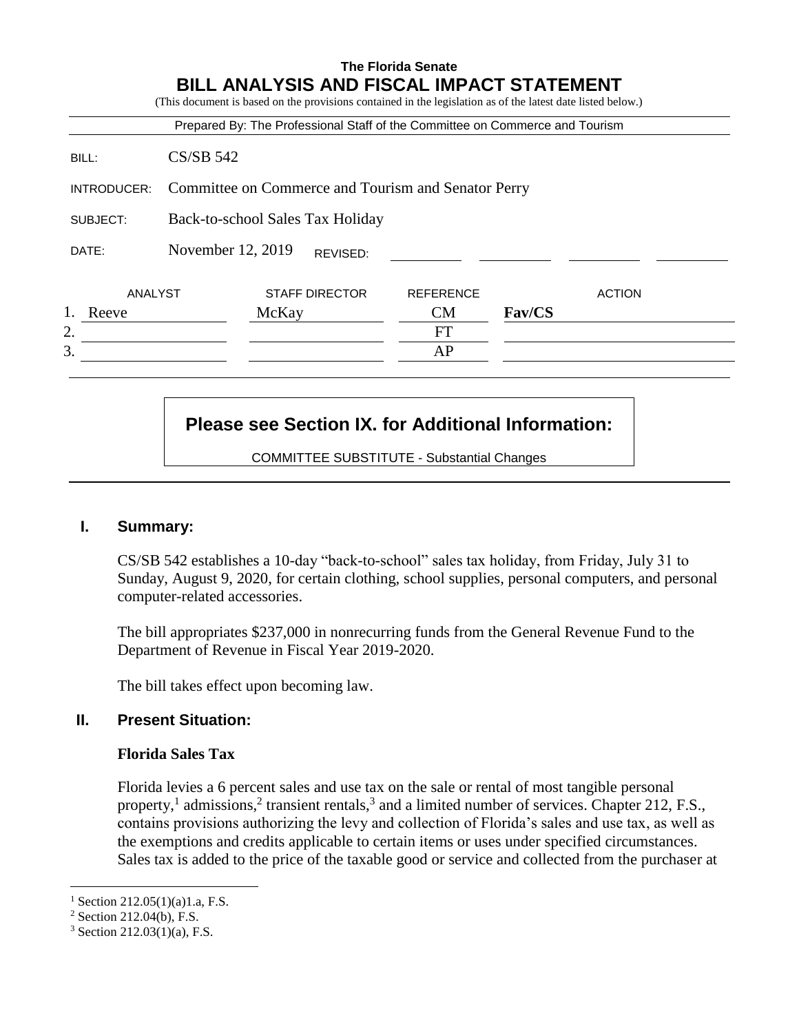**The Florida Senate**

# BILL ANALYSIS AND FISCAL IMPACT STATEMENT

(This document is based on the provisions contained in the legislation as of the latest date listed below.)

Prepared By: The Professional Staff of the Committee on Commerce and Tourism

| | |
|---|---|
| BILL: | CS/SB 542 |
| INTRODUCER: | Committee on Commerce and Tourism and Senator Perry |
| SUBJECT: | Back-to-school Sales Tax Holiday |
| DATE: | November 12, 2019 REVISED: |

| | ANALYST | STAFF DIRECTOR | REFERENCE | ACTION |
|---|---|---|---|---|
| 1. | Reeve | McKay | CM | **Fav/CS** |
| 2. | | | FT | |
| 3. | | | AP | |

**Please see Section IX. for Additional Information:**

COMMITTEE SUBSTITUTE - Substantial Changes

## I. Summary:

CS/SB 542 establishes a 10-day "back-to-school" sales tax holiday, from Friday, July 31 to Sunday, August 9, 2020, for certain clothing, school supplies, personal computers, and personal computer-related accessories.

The bill appropriates $237,000 in nonrecurring funds from the General Revenue Fund to the Department of Revenue in Fiscal Year 2019-2020.

The bill takes effect upon becoming law.

## II. Present Situation:

### Florida Sales Tax

Florida levies a 6 percent sales and use tax on the sale or rental of most tangible personal property,[1] admissions,[2] transient rentals,[3] and a limited number of services. Chapter 212, F.S., contains provisions authorizing the levy and collection of Florida's sales and use tax, as well as the exemptions and credits applicable to certain items or uses under specified circumstances. Sales tax is added to the price of the taxable good or service and collected from the purchaser at

---

[1] Section 212.05(1)(a)1.a, F.S.

[2] Section 212.04(b), F.S.

[3] Section 212.03(1)(a), F.S.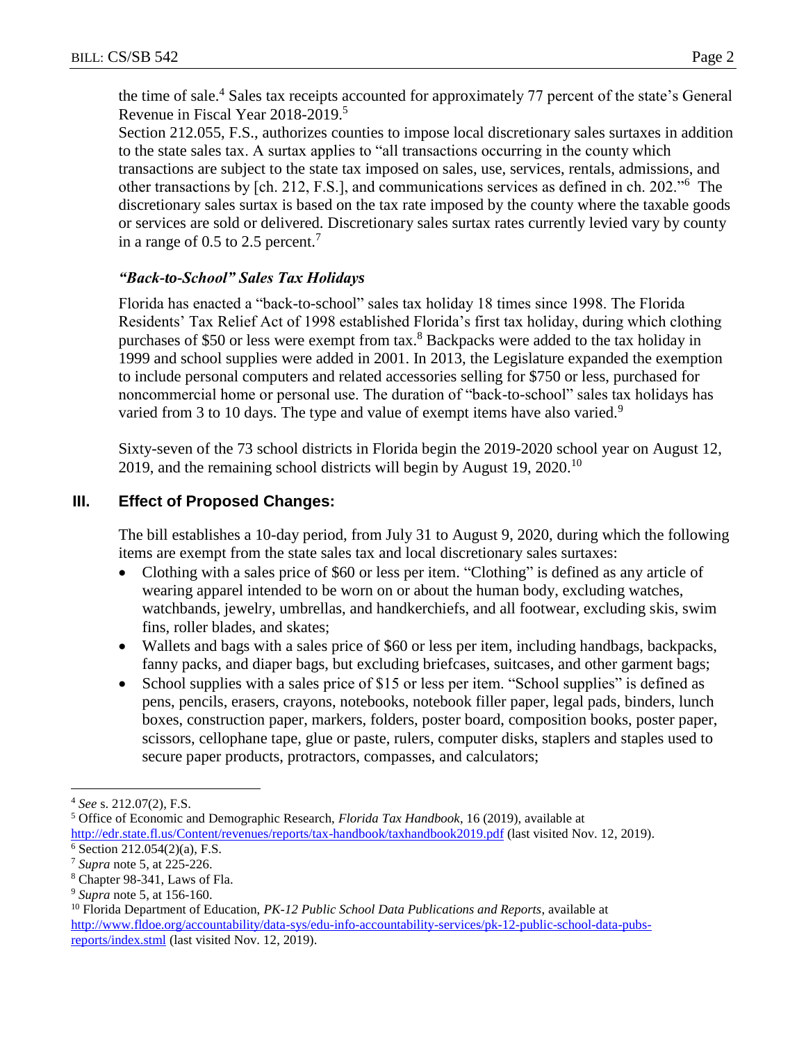the time of sale.[4] Sales tax receipts accounted for approximately 77 percent of the state's General Revenue in Fiscal Year 2018-2019.[5]

Section 212.055, F.S., authorizes counties to impose local discretionary sales surtaxes in addition to the state sales tax. A surtax applies to "all transactions occurring in the county which transactions are subject to the state tax imposed on sales, use, services, rentals, admissions, and other transactions by [ch. 212, F.S.], and communications services as defined in ch. 202."[6] The discretionary sales surtax is based on the tax rate imposed by the county where the taxable goods or services are sold or delivered. Discretionary sales surtax rates currently levied vary by county in a range of 0.5 to 2.5 percent.[7]

### *"Back-to-School" Sales Tax Holidays*

Florida has enacted a "back-to-school" sales tax holiday 18 times since 1998. The Florida Residents' Tax Relief Act of 1998 established Florida's first tax holiday, during which clothing purchases of $50 or less were exempt from tax.[8] Backpacks were added to the tax holiday in 1999 and school supplies were added in 2001. In 2013, the Legislature expanded the exemption to include personal computers and related accessories selling for $750 or less, purchased for noncommercial home or personal use. The duration of "back-to-school" sales tax holidays has varied from 3 to 10 days. The type and value of exempt items have also varied.[9]

Sixty-seven of the 73 school districts in Florida begin the 2019-2020 school year on August 12, 2019, and the remaining school districts will begin by August 19, 2020.[10]

## III. Effect of Proposed Changes:

The bill establishes a 10-day period, from July 31 to August 9, 2020, during which the following items are exempt from the state sales tax and local discretionary sales surtaxes:

- Clothing with a sales price of $60 or less per item. "Clothing" is defined as any article of wearing apparel intended to be worn on or about the human body, excluding watches, watchbands, jewelry, umbrellas, and handkerchiefs, and all footwear, excluding skis, swim fins, roller blades, and skates;
- Wallets and bags with a sales price of $60 or less per item, including handbags, backpacks, fanny packs, and diaper bags, but excluding briefcases, suitcases, and other garment bags;
- School supplies with a sales price of $15 or less per item. "School supplies" is defined as pens, pencils, erasers, crayons, notebooks, notebook filler paper, legal pads, binders, lunch boxes, construction paper, markers, folders, poster board, composition books, poster paper, scissors, cellophane tape, glue or paste, rulers, computer disks, staplers and staples used to secure paper products, protractors, compasses, and calculators;

---

[4] *See* s. 212.07(2), F.S.

[5] Office of Economic and Demographic Research, *Florida Tax Handbook*, 16 (2019), available at http://edr.state.fl.us/Content/revenues/reports/tax-handbook/taxhandbook2019.pdf (last visited Nov. 12, 2019).

[6] Section 212.054(2)(a), F.S.

[7] *Supra* note 5, at 225-226.

[8] Chapter 98-341, Laws of Fla.

[9] *Supra* note 5, at 156-160.

[10] Florida Department of Education, *PK-12 Public School Data Publications and Reports*, available at http://www.fldoe.org/accountability/data-sys/edu-info-accountability-services/pk-12-public-school-data-pubs-reports/index.stml (last visited Nov. 12, 2019).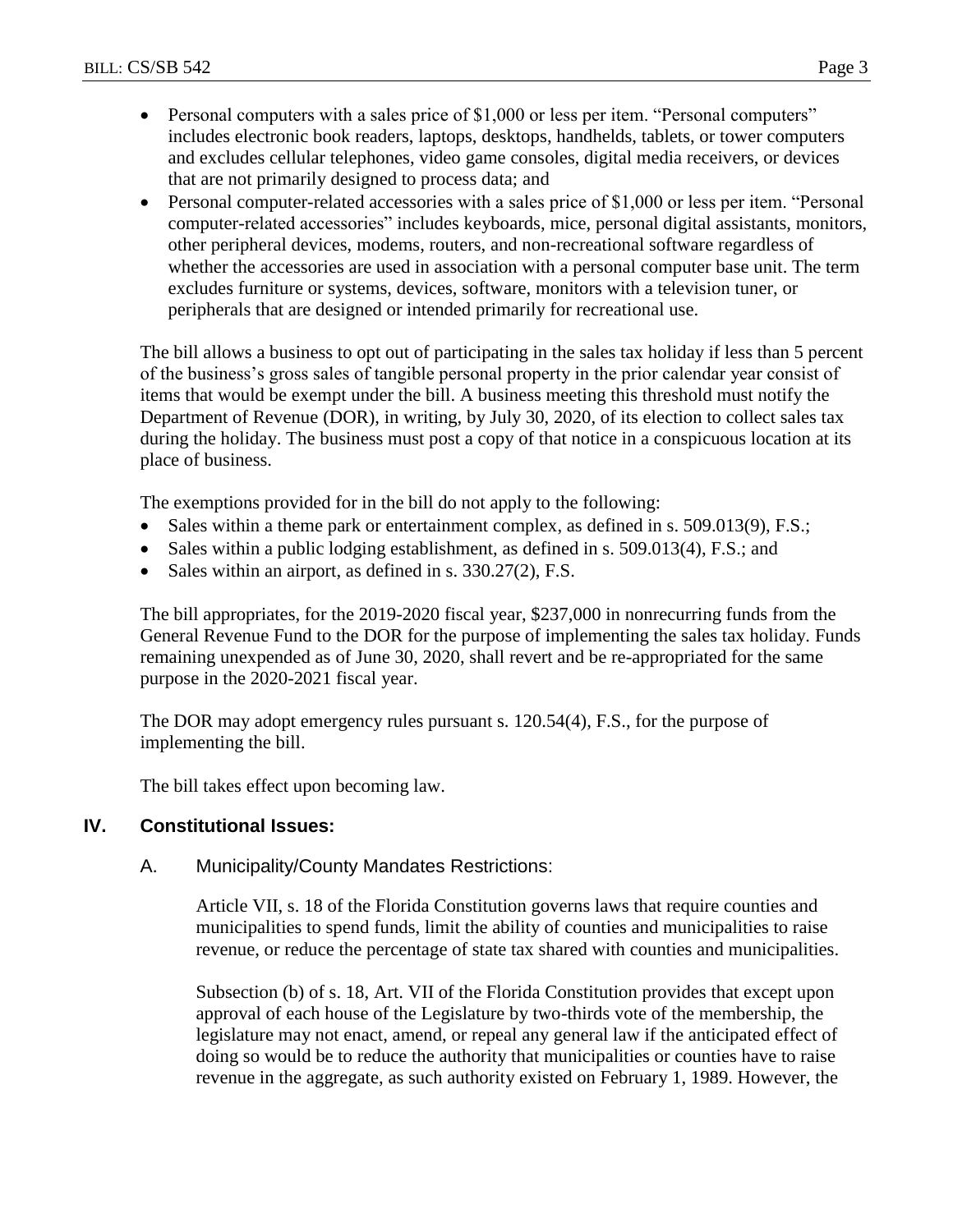- Personal computers with a sales price of $1,000 or less per item. "Personal computers" includes electronic book readers, laptops, desktops, handhelds, tablets, or tower computers and excludes cellular telephones, video game consoles, digital media receivers, or devices that are not primarily designed to process data; and
- Personal computer-related accessories with a sales price of $1,000 or less per item. "Personal computer-related accessories" includes keyboards, mice, personal digital assistants, monitors, other peripheral devices, modems, routers, and non-recreational software regardless of whether the accessories are used in association with a personal computer base unit. The term excludes furniture or systems, devices, software, monitors with a television tuner, or peripherals that are designed or intended primarily for recreational use.

The bill allows a business to opt out of participating in the sales tax holiday if less than 5 percent of the business's gross sales of tangible personal property in the prior calendar year consist of items that would be exempt under the bill. A business meeting this threshold must notify the Department of Revenue (DOR), in writing, by July 30, 2020, of its election to collect sales tax during the holiday. The business must post a copy of that notice in a conspicuous location at its place of business.

The exemptions provided for in the bill do not apply to the following:

- Sales within a theme park or entertainment complex, as defined in s. 509.013(9), F.S.;
- Sales within a public lodging establishment, as defined in s. 509.013(4), F.S.; and
- Sales within an airport, as defined in s. 330.27(2), F.S.

The bill appropriates, for the 2019-2020 fiscal year, $237,000 in nonrecurring funds from the General Revenue Fund to the DOR for the purpose of implementing the sales tax holiday. Funds remaining unexpended as of June 30, 2020, shall revert and be re-appropriated for the same purpose in the 2020-2021 fiscal year.

The DOR may adopt emergency rules pursuant s. 120.54(4), F.S., for the purpose of implementing the bill.

The bill takes effect upon becoming law.

## IV. Constitutional Issues:

### A. Municipality/County Mandates Restrictions:

Article VII, s. 18 of the Florida Constitution governs laws that require counties and municipalities to spend funds, limit the ability of counties and municipalities to raise revenue, or reduce the percentage of state tax shared with counties and municipalities.

Subsection (b) of s. 18, Art. VII of the Florida Constitution provides that except upon approval of each house of the Legislature by two-thirds vote of the membership, the legislature may not enact, amend, or repeal any general law if the anticipated effect of doing so would be to reduce the authority that municipalities or counties have to raise revenue in the aggregate, as such authority existed on February 1, 1989. However, the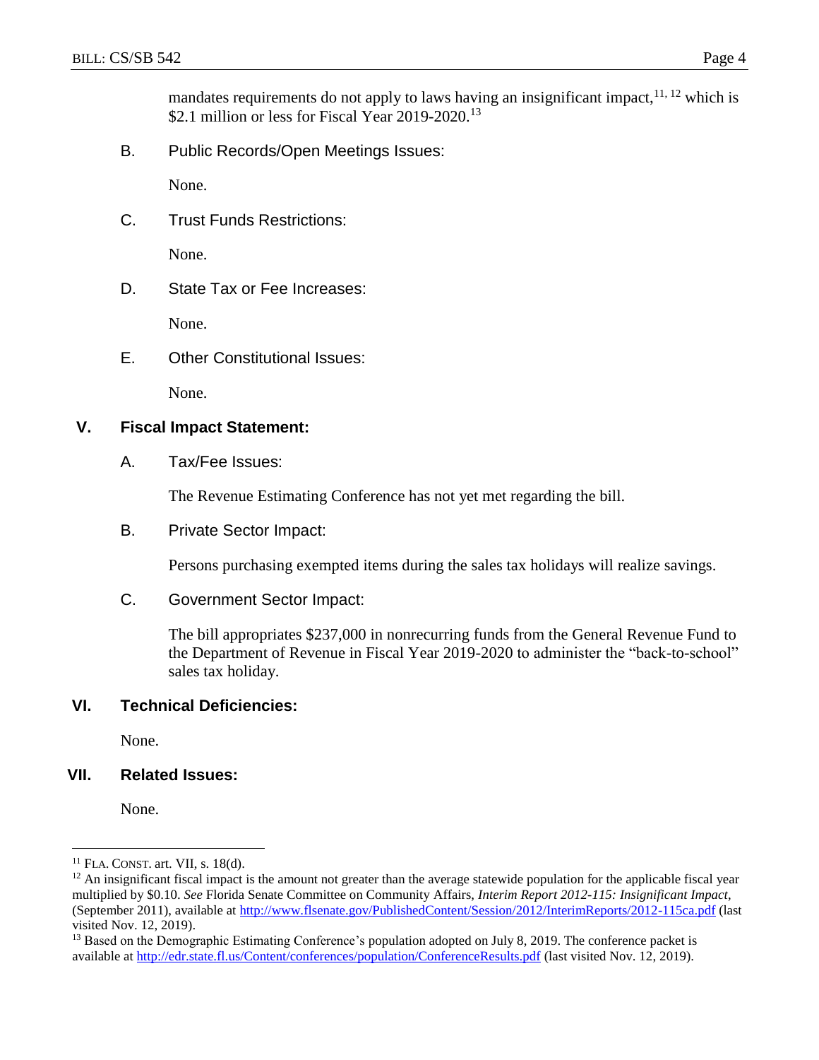mandates requirements do not apply to laws having an insignificant impact,[11, 12] which is $2.1 million or less for Fiscal Year 2019-2020.[13]

B. Public Records/Open Meetings Issues:

None.

C. Trust Funds Restrictions:

None.

D. State Tax or Fee Increases:

None.

E. Other Constitutional Issues:

None.

## V. Fiscal Impact Statement:

A. Tax/Fee Issues:

The Revenue Estimating Conference has not yet met regarding the bill.

B. Private Sector Impact:

Persons purchasing exempted items during the sales tax holidays will realize savings.

C. Government Sector Impact:

The bill appropriates $237,000 in nonrecurring funds from the General Revenue Fund to the Department of Revenue in Fiscal Year 2019-2020 to administer the "back-to-school" sales tax holiday.

## VI. Technical Deficiencies:

None.

## VII. Related Issues:

None.

---

[11] FLA. CONST. art. VII, s. 18(d).

[12] An insignificant fiscal impact is the amount not greater than the average statewide population for the applicable fiscal year multiplied by $0.10. *See* Florida Senate Committee on Community Affairs, *Interim Report 2012-115: Insignificant Impact*, (September 2011), available at http://www.flsenate.gov/PublishedContent/Session/2012/InterimReports/2012-115ca.pdf (last visited Nov. 12, 2019).

[13] Based on the Demographic Estimating Conference's population adopted on July 8, 2019. The conference packet is available at http://edr.state.fl.us/Content/conferences/population/ConferenceResults.pdf (last visited Nov. 12, 2019).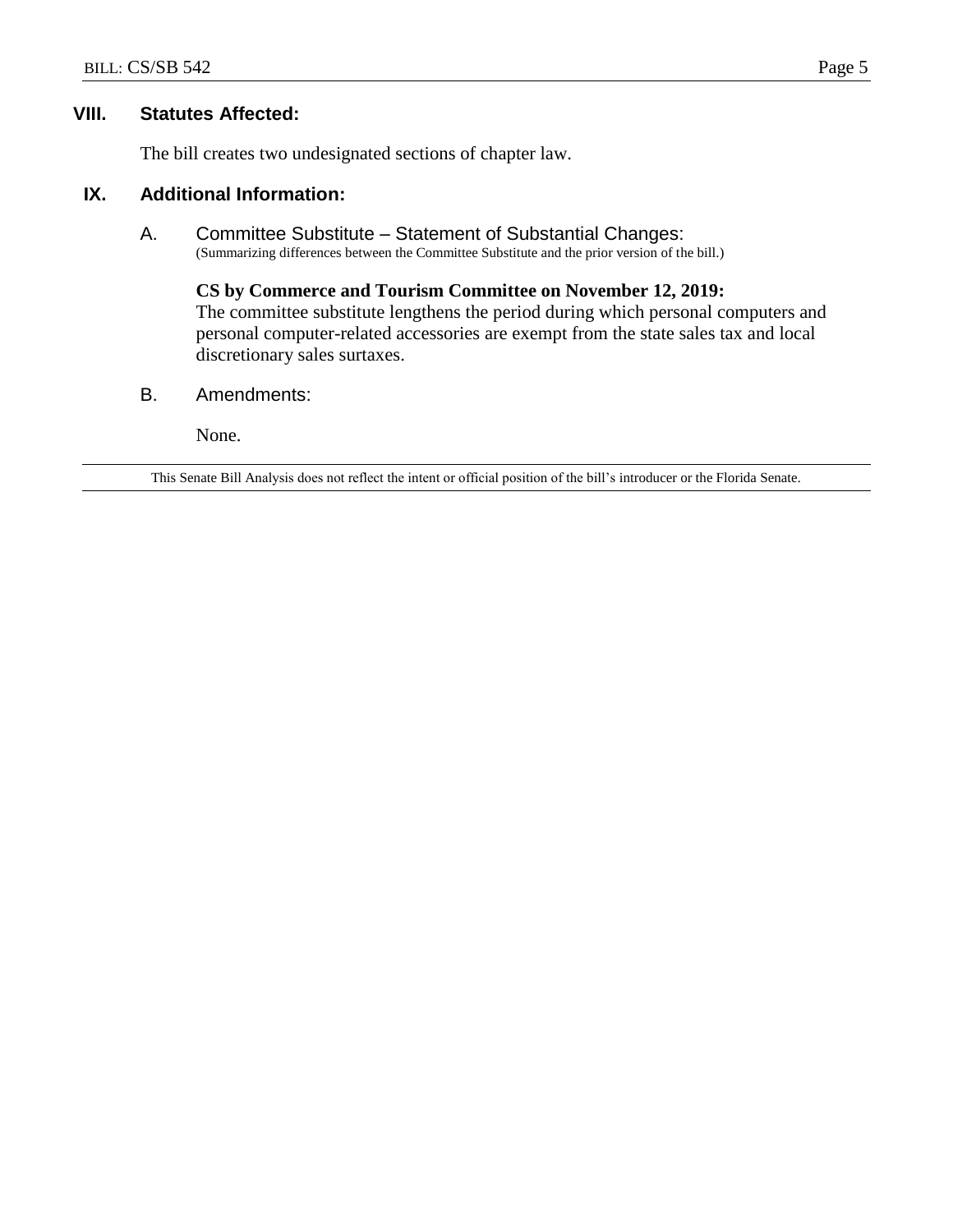## VIII. Statutes Affected:

The bill creates two undesignated sections of chapter law.

## IX. Additional Information:

A. Committee Substitute – Statement of Substantial Changes:
(Summarizing differences between the Committee Substitute and the prior version of the bill.)

**CS by Commerce and Tourism Committee on November 12, 2019:**
The committee substitute lengthens the period during which personal computers and personal computer-related accessories are exempt from the state sales tax and local discretionary sales surtaxes.

B. Amendments:

None.

This Senate Bill Analysis does not reflect the intent or official position of the bill's introducer or the Florida Senate.